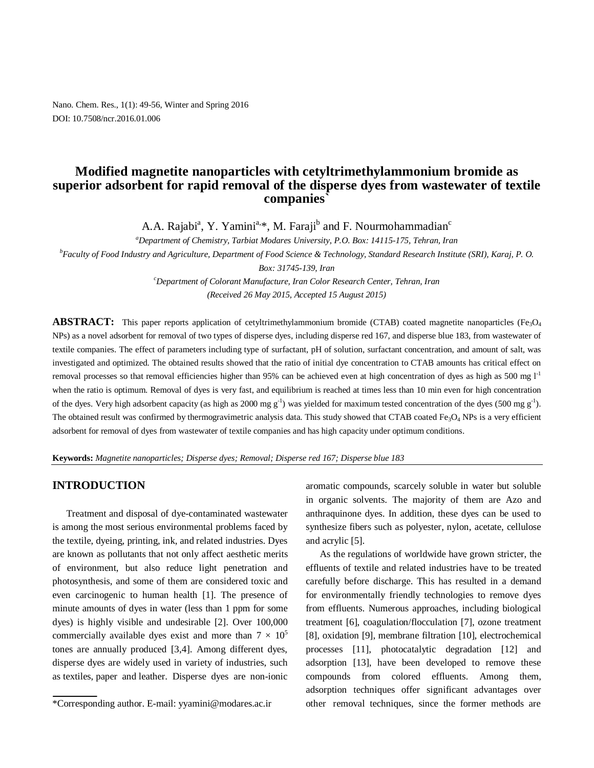Nano. Chem. Res., 1(1): 49-56, Winter and Spring 2016
DOI: 10.7508/ncr.2016.01.006

# Modified magnetite nanoparticles with cetyltrimethylammonium bromide as superior adsorbent for rapid removal of the disperse dyes from wastewater of textile companies`

A.A. Rajabi[a], Y. Yamini[a,]*, M. Faraji[b] and F. Nourmohammadian[c]

[a]*Department of Chemistry, Tarbiat Modares University, P.O. Box: 14115-175, Tehran, Iran*

[b]*Faculty of Food Industry and Agriculture, Department of Food Science & Technology, Standard Research Institute (SRI), Karaj, P. O. Box: 31745-139, Iran*

[c]*Department of Colorant Manufacture, Iran Color Research Center, Tehran, Iran*

*(Received 26 May 2015, Accepted 15 August 2015)*

**ABSTRACT:** This paper reports application of cetyltrimethylammonium bromide (CTAB) coated magnetite nanoparticles ($Fe_3O_4$ NPs) as a novel adsorbent for removal of two types of disperse dyes, including disperse red 167, and disperse blue 183, from wastewater of textile companies. The effect of parameters including type of surfactant, pH of solution, surfactant concentration, and amount of salt, was investigated and optimized. The obtained results showed that the ratio of initial dye concentration to CTAB amounts has critical effect on removal processes so that removal efficiencies higher than 95% can be achieved even at high concentration of dyes as high as 500 mg $l^{-1}$ when the ratio is optimum. Removal of dyes is very fast, and equilibrium is reached at times less than 10 min even for high concentration of the dyes. Very high adsorbent capacity (as high as 2000 mg $g^{-1}$) was yielded for maximum tested concentration of the dyes (500 mg $g^{-1}$). The obtained result was confirmed by thermogravimetric analysis data. This study showed that CTAB coated $Fe_3O_4$ NPs is a very efficient adsorbent for removal of dyes from wastewater of textile companies and has high capacity under optimum conditions.

**Keywords:** *Magnetite nanoparticles; Disperse dyes; Removal; Disperse red 167; Disperse blue 183*

## INTRODUCTION

Treatment and disposal of dye-contaminated wastewater is among the most serious environmental problems faced by the textile, dyeing, printing, ink, and related industries. Dyes are known as pollutants that not only affect aesthetic merits of environment, but also reduce light penetration and photosynthesis, and some of them are considered toxic and even carcinogenic to human health [1]. The presence of minute amounts of dyes in water (less than 1 ppm for some dyes) is highly visible and undesirable [2]. Over 100,000 commercially available dyes exist and more than $7 \times 10^5$ tones are annually produced [3,4]. Among different dyes, disperse dyes are widely used in variety of industries, such as textiles, paper and leather. Disperse dyes are non-ionic aromatic compounds, scarcely soluble in water but soluble in organic solvents. The majority of them are Azo and anthraquinone dyes. In addition, these dyes can be used to synthesize fibers such as polyester, nylon, acetate, cellulose and acrylic [5].

As the regulations of worldwide have grown stricter, the effluents of textile and related industries have to be treated carefully before discharge. This has resulted in a demand for environmentally friendly technologies to remove dyes from effluents. Numerous approaches, including biological treatment [6], coagulation/flocculation [7], ozone treatment [8], oxidation [9], membrane filtration [10], electrochemical processes [11], photocatalytic degradation [12] and adsorption [13], have been developed to remove these compounds from colored effluents. Among them, adsorption techniques offer significant advantages over other removal techniques, since the former methods are

*Corresponding author. E-mail: yyamini@modares.ac.ir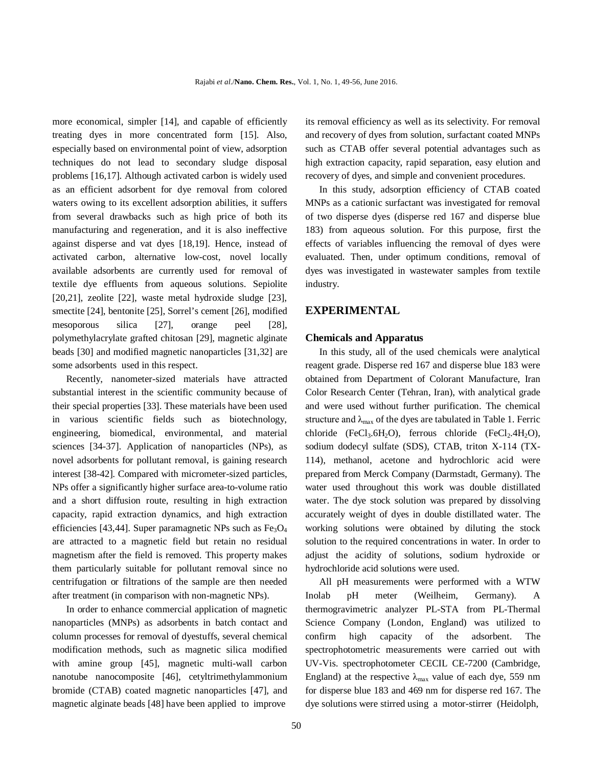more economical, simpler [14], and capable of efficiently treating dyes in more concentrated form [15]. Also, especially based on environmental point of view, adsorption techniques do not lead to secondary sludge disposal problems [16,17]. Although activated carbon is widely used as an efficient adsorbent for dye removal from colored waters owing to its excellent adsorption abilities, it suffers from several drawbacks such as high price of both its manufacturing and regeneration, and it is also ineffective against disperse and vat dyes [18,19]. Hence, instead of activated carbon, alternative low-cost, novel locally available adsorbents are currently used for removal of textile dye effluents from aqueous solutions. Sepiolite [20,21], zeolite [22], waste metal hydroxide sludge [23], smectite [24], bentonite [25], Sorrel's cement [26], modified mesoporous silica [27], orange peel [28], polymethylacrylate grafted chitosan [29], magnetic alginate beads [30] and modified magnetic nanoparticles [31,32] are some adsorbents used in this respect.

Recently, nanometer-sized materials have attracted substantial interest in the scientific community because of their special properties [33]. These materials have been used in various scientific fields such as biotechnology, engineering, biomedical, environmental, and material sciences [34-37]. Application of nanoparticles (NPs), as novel adsorbents for pollutant removal, is gaining research interest [38-42]. Compared with micrometer-sized particles, NPs offer a significantly higher surface area-to-volume ratio and a short diffusion route, resulting in high extraction capacity, rapid extraction dynamics, and high extraction efficiencies [43,44]. Super paramagnetic NPs such as $Fe_3O_4$ are attracted to a magnetic field but retain no residual magnetism after the field is removed. This property makes them particularly suitable for pollutant removal since no centrifugation or filtrations of the sample are then needed after treatment (in comparison with non-magnetic NPs).

In order to enhance commercial application of magnetic nanoparticles (MNPs) as adsorbents in batch contact and column processes for removal of dyestuffs, several chemical modification methods, such as magnetic silica modified with amine group [45], magnetic multi-wall carbon nanotube nanocomposite [46], cetyltrimethylammonium bromide (CTAB) coated magnetic nanoparticles [47], and magnetic alginate beads [48] have been applied to improve its removal efficiency as well as its selectivity. For removal and recovery of dyes from solution, surfactant coated MNPs such as CTAB offer several potential advantages such as high extraction capacity, rapid separation, easy elution and recovery of dyes, and simple and convenient procedures.

In this study, adsorption efficiency of CTAB coated MNPs as a cationic surfactant was investigated for removal of two disperse dyes (disperse red 167 and disperse blue 183) from aqueous solution. For this purpose, first the effects of variables influencing the removal of dyes were evaluated. Then, under optimum conditions, removal of dyes was investigated in wastewater samples from textile industry.

## EXPERIMENTAL

### Chemicals and Apparatus

In this study, all of the used chemicals were analytical reagent grade. Disperse red 167 and disperse blue 183 were obtained from Department of Colorant Manufacture, Iran Color Research Center (Tehran, Iran), with analytical grade and were used without further purification. The chemical structure and $\lambda_{max}$ of the dyes are tabulated in Table 1. Ferric chloride ($FeCl_3.6H_2O$), ferrous chloride ($FeCl_2.4H_2O$), sodium dodecyl sulfate (SDS), CTAB, triton X-114 (TX-114), methanol, acetone and hydrochloric acid were prepared from Merck Company (Darmstadt, Germany). The water used throughout this work was double distillated water. The dye stock solution was prepared by dissolving accurately weight of dyes in double distillated water. The working solutions were obtained by diluting the stock solution to the required concentrations in water. In order to adjust the acidity of solutions, sodium hydroxide or hydrochloride acid solutions were used.

All pH measurements were performed with a WTW Inolab pH meter (Weilheim, Germany). A thermogravimetric analyzer PL-STA from PL-Thermal Science Company (London, England) was utilized to confirm high capacity of the adsorbent. The spectrophotometric measurements were carried out with UV-Vis. spectrophotometer CECIL CE-7200 (Cambridge, England) at the respective $\lambda_{max}$ value of each dye, 559 nm for disperse blue 183 and 469 nm for disperse red 167. The dye solutions were stirred using a motor-stirrer (Heidolph,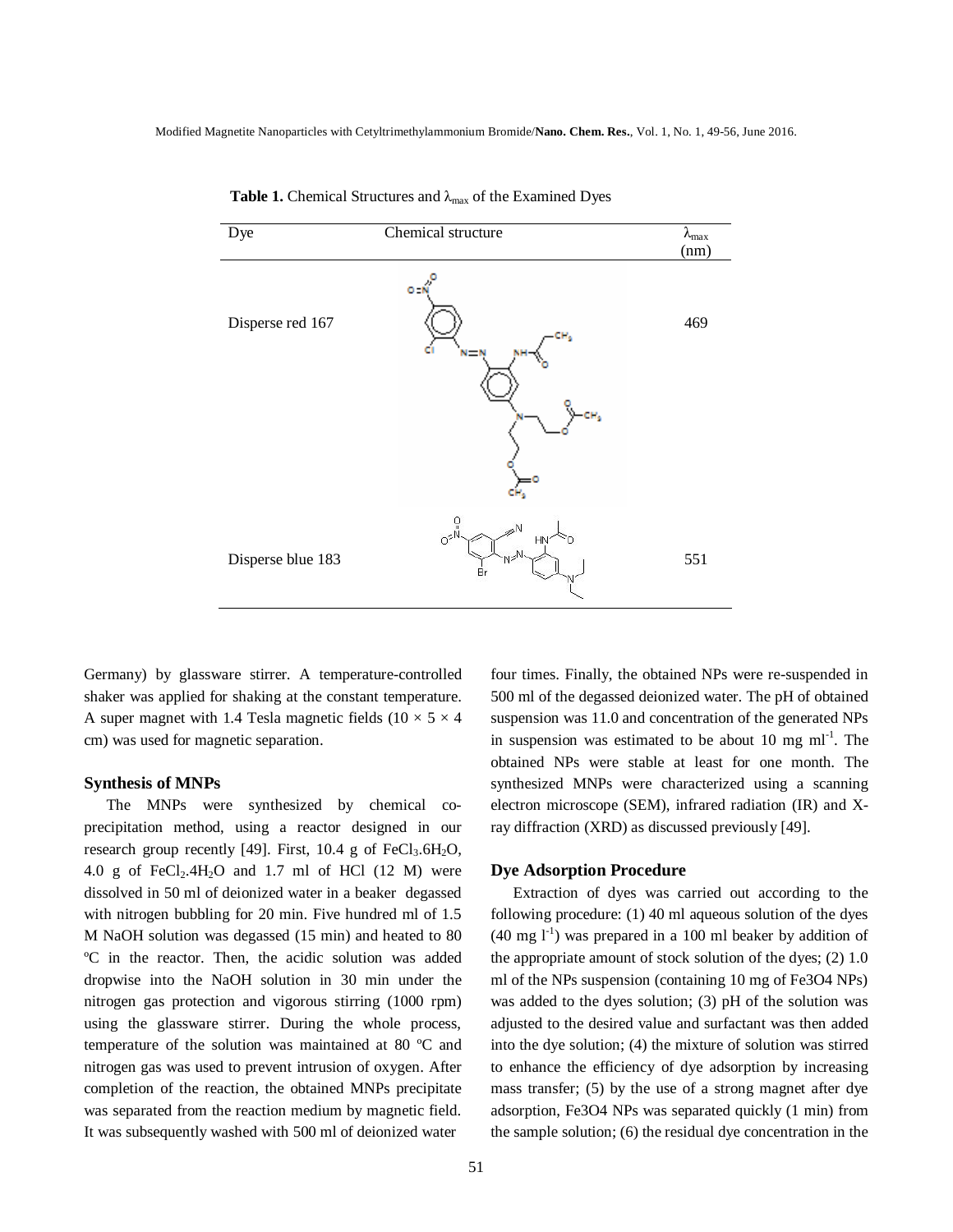**Table 1.** Chemical Structures and $\lambda_{max}$ of the Examined Dyes

| Dye | Chemical structure | $\lambda_{max}$ (nm) |
|---|---|---|
| Disperse red 167 | | 469 |
| Disperse blue 183 | | 551 |

Germany) by glassware stirrer. A temperature-controlled shaker was applied for shaking at the constant temperature. A super magnet with 1.4 Tesla magnetic fields (10 × 5 × 4 cm) was used for magnetic separation.

### Synthesis of MNPs

The MNPs were synthesized by chemical co-precipitation method, using a reactor designed in our research group recently [49]. First, 10.4 g of $FeCl_3.6H_2O$, 4.0 g of $FeCl_2.4H_2O$ and 1.7 ml of HCl (12 M) were dissolved in 50 ml of deionized water in a beaker degassed with nitrogen bubbling for 20 min. Five hundred ml of 1.5 M NaOH solution was degassed (15 min) and heated to 80 ºC in the reactor. Then, the acidic solution was added dropwise into the NaOH solution in 30 min under the nitrogen gas protection and vigorous stirring (1000 rpm) using the glassware stirrer. During the whole process, temperature of the solution was maintained at 80 ºC and nitrogen gas was used to prevent intrusion of oxygen. After completion of the reaction, the obtained MNPs precipitate was separated from the reaction medium by magnetic field. It was subsequently washed with 500 ml of deionized water four times. Finally, the obtained NPs were re-suspended in 500 ml of the degassed deionized water. The pH of obtained suspension was 11.0 and concentration of the generated NPs in suspension was estimated to be about 10 mg ml$^{-1}$. The obtained NPs were stable at least for one month. The synthesized MNPs were characterized using a scanning electron microscope (SEM), infrared radiation (IR) and X-ray diffraction (XRD) as discussed previously [49].

### Dye Adsorption Procedure

Extraction of dyes was carried out according to the following procedure: (1) 40 ml aqueous solution of the dyes (40 mg l$^{-1}$) was prepared in a 100 ml beaker by addition of the appropriate amount of stock solution of the dyes; (2) 1.0 ml of the NPs suspension (containing 10 mg of Fe3O4 NPs) was added to the dyes solution; (3) pH of the solution was adjusted to the desired value and surfactant was then added into the dye solution; (4) the mixture of solution was stirred to enhance the efficiency of dye adsorption by increasing mass transfer; (5) by the use of a strong magnet after dye adsorption, Fe3O4 NPs was separated quickly (1 min) from the sample solution; (6) the residual dye concentration in the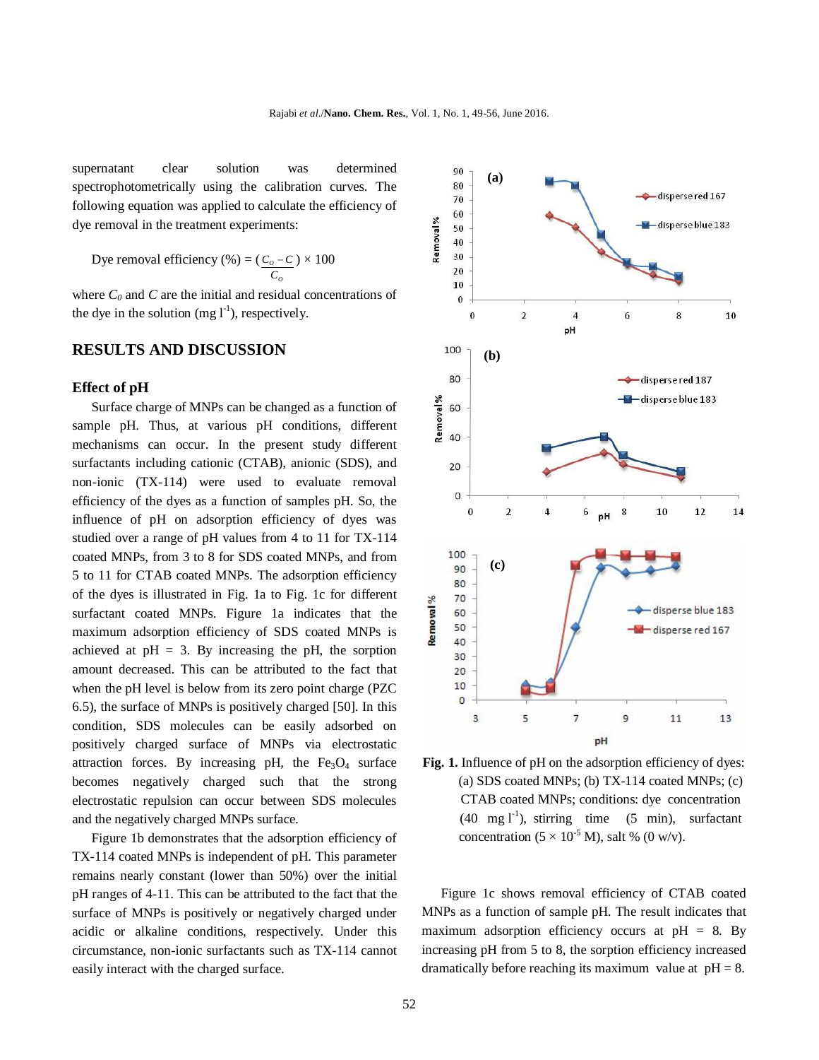supernatant clear solution was determined spectrophotometrically using the calibration curves. The following equation was applied to calculate the efficiency of dye removal in the treatment experiments:

$$\text{Dye removal efficiency (\%)} = \left(\frac{C_o - C}{C_o}\right) \times 100$$

where $C_0$ and $C$ are the initial and residual concentrations of the dye in the solution (mg $l^{-1}$), respectively.

## RESULTS AND DISCUSSION

### Effect of pH

Surface charge of MNPs can be changed as a function of sample pH. Thus, at various pH conditions, different mechanisms can occur. In the present study different surfactants including cationic (CTAB), anionic (SDS), and non-ionic (TX-114) were used to evaluate removal efficiency of the dyes as a function of samples pH. So, the influence of pH on adsorption efficiency of dyes was studied over a range of pH values from 4 to 11 for TX-114 coated MNPs, from 3 to 8 for SDS coated MNPs, and from 5 to 11 for CTAB coated MNPs. The adsorption efficiency of the dyes is illustrated in Fig. 1a to Fig. 1c for different surfactant coated MNPs. Figure 1a indicates that the maximum adsorption efficiency of SDS coated MNPs is achieved at pH = 3. By increasing the pH, the sorption amount decreased. This can be attributed to the fact that when the pH level is below from its zero point charge (PZC 6.5), the surface of MNPs is positively charged [50]. In this condition, SDS molecules can be easily adsorbed on positively charged surface of MNPs via electrostatic attraction forces. By increasing pH, the $Fe_3O_4$ surface becomes negatively charged such that the strong electrostatic repulsion can occur between SDS molecules and the negatively charged MNPs surface.

Figure 1b demonstrates that the adsorption efficiency of TX-114 coated MNPs is independent of pH. This parameter remains nearly constant (lower than 50%) over the initial pH ranges of 4-11. This can be attributed to the fact that the surface of MNPs is positively or negatively charged under acidic or alkaline conditions, respectively. Under this circumstance, non-ionic surfactants such as TX-114 cannot easily interact with the charged surface.

**Fig. 1.** Influence of pH on the adsorption efficiency of dyes: (a) SDS coated MNPs; (b) TX-114 coated MNPs; (c) CTAB coated MNPs; conditions: dye concentration (40 mg $l^{-1}$), stirring time (5 min), surfactant concentration ($5 \times 10^{-5}$ M), salt % (0 w/v).

Figure 1c shows removal efficiency of CTAB coated MNPs as a function of sample pH. The result indicates that maximum adsorption efficiency occurs at pH = 8. By increasing pH from 5 to 8, the sorption efficiency increased dramatically before reaching its maximum value at pH = 8.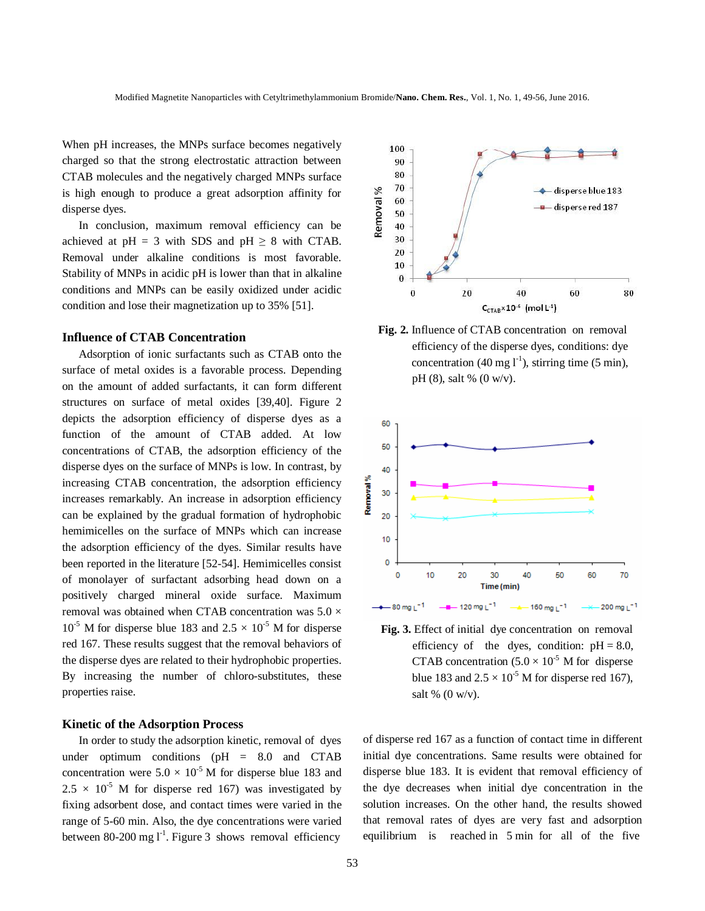When pH increases, the MNPs surface becomes negatively charged so that the strong electrostatic attraction between CTAB molecules and the negatively charged MNPs surface is high enough to produce a great adsorption affinity for disperse dyes.

In conclusion, maximum removal efficiency can be achieved at pH = 3 with SDS and pH ≥ 8 with CTAB. Removal under alkaline conditions is most favorable. Stability of MNPs in acidic pH is lower than that in alkaline conditions and MNPs can be easily oxidized under acidic condition and lose their magnetization up to 35% [51].

## Influence of CTAB Concentration

Adsorption of ionic surfactants such as CTAB onto the surface of metal oxides is a favorable process. Depending on the amount of added surfactants, it can form different structures on surface of metal oxides [39,40]. Figure 2 depicts the adsorption efficiency of disperse dyes as a function of the amount of CTAB added. At low concentrations of CTAB, the adsorption efficiency of the disperse dyes on the surface of MNPs is low. In contrast, by increasing CTAB concentration, the adsorption efficiency increases remarkably. An increase in adsorption efficiency can be explained by the gradual formation of hydrophobic hemimicelles on the surface of MNPs which can increase the adsorption efficiency of the dyes. Similar results have been reported in the literature [52-54]. Hemimicelles consist of monolayer of surfactant adsorbing head down on a positively charged mineral oxide surface. Maximum removal was obtained when CTAB concentration was $5.0 \times 10^{-5}$ M for disperse blue 183 and $2.5 \times 10^{-5}$ M for disperse red 167. These results suggest that the removal behaviors of the disperse dyes are related to their hydrophobic properties. By increasing the number of chloro-substitutes, these properties raise.

**Fig. 2.** Influence of CTAB concentration on removal efficiency of the disperse dyes, conditions: dye concentration (40 mg $l^{-1}$), stirring time (5 min), pH (8), salt % (0 w/v).

**Fig. 3.** Effect of initial dye concentration on removal efficiency of the dyes, condition: pH = 8.0, CTAB concentration ($5.0 \times 10^{-5}$ M for disperse blue 183 and $2.5 \times 10^{-5}$ M for disperse red 167), salt % (0 w/v).

## Kinetic of the Adsorption Process

In order to study the adsorption kinetic, removal of dyes under optimum conditions (pH = 8.0 and CTAB concentration were $5.0 \times 10^{-5}$ M for disperse blue 183 and $2.5 \times 10^{-5}$ M for disperse red 167) was investigated by fixing adsorbent dose, and contact times were varied in the range of 5-60 min. Also, the dye concentrations were varied between 80-200 mg $l^{-1}$. Figure 3 shows removal efficiency of disperse red 167 as a function of contact time in different initial dye concentrations. Same results were obtained for disperse blue 183. It is evident that removal efficiency of the dye decreases when initial dye concentration in the solution increases. On the other hand, the results showed that removal rates of dyes are very fast and adsorption equilibrium is reached in 5 min for all of the five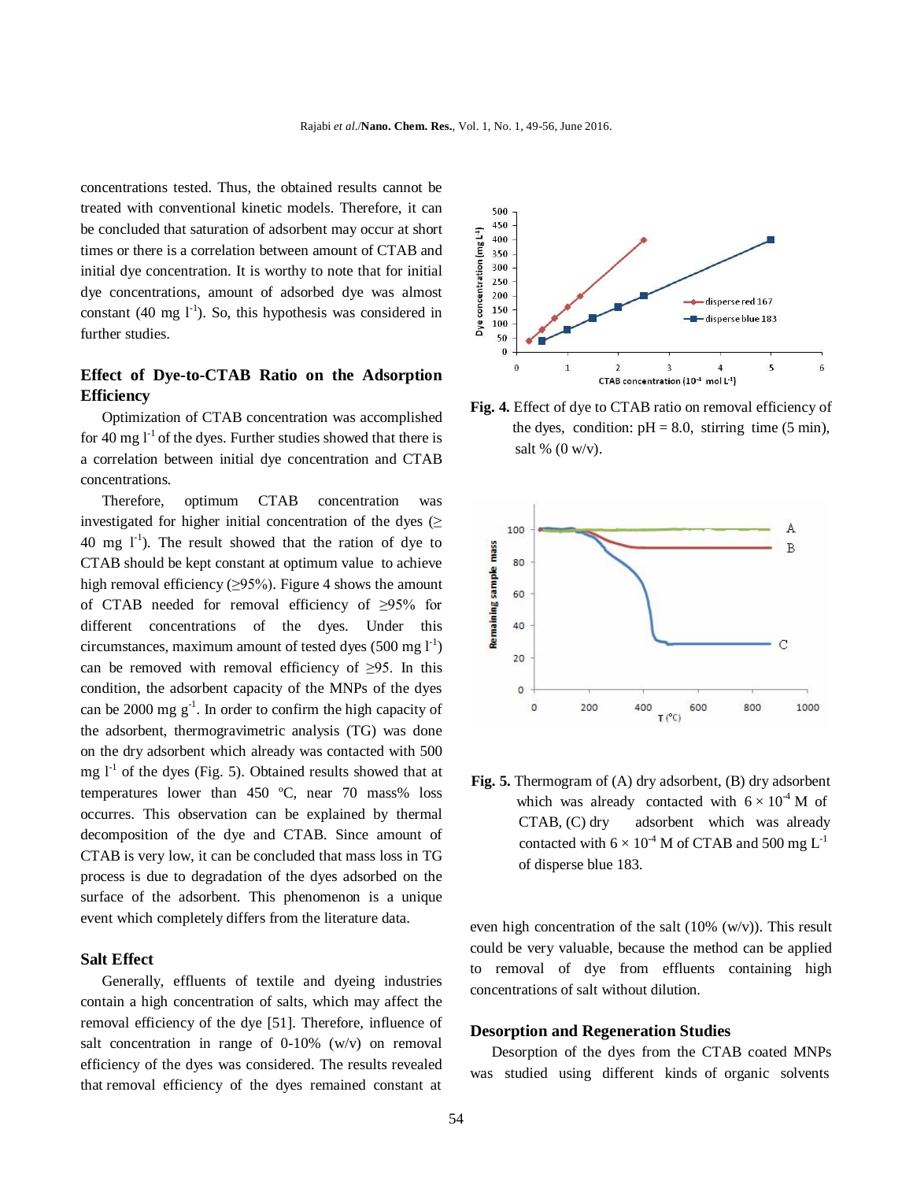concentrations tested. Thus, the obtained results cannot be treated with conventional kinetic models. Therefore, it can be concluded that saturation of adsorbent may occur at short times or there is a correlation between amount of CTAB and initial dye concentration. It is worthy to note that for initial dye concentrations, amount of adsorbed dye was almost constant (40 mg $l^{-1}$). So, this hypothesis was considered in further studies.

## Effect of Dye-to-CTAB Ratio on the Adsorption Efficiency

Optimization of CTAB concentration was accomplished for 40 mg $l^{-1}$ of the dyes. Further studies showed that there is a correlation between initial dye concentration and CTAB concentrations.

Therefore, optimum CTAB concentration was investigated for higher initial concentration of the dyes (≥ 40 mg $l^{-1}$). The result showed that the ration of dye to CTAB should be kept constant at optimum value to achieve high removal efficiency (≥95%). Figure 4 shows the amount of CTAB needed for removal efficiency of ≥95% for different concentrations of the dyes. Under this circumstances, maximum amount of tested dyes (500 mg $l^{-1}$) can be removed with removal efficiency of ≥95. In this condition, the adsorbent capacity of the MNPs of the dyes can be 2000 mg $g^{-1}$. In order to confirm the high capacity of the adsorbent, thermogravimetric analysis (TG) was done on the dry adsorbent which already was contacted with 500 mg $l^{-1}$ of the dyes (Fig. 5). Obtained results showed that at temperatures lower than 450 ºC, near 70 mass% loss occurres. This observation can be explained by thermal decomposition of the dye and CTAB. Since amount of CTAB is very low, it can be concluded that mass loss in TG process is due to degradation of the dyes adsorbed on the surface of the adsorbent. This phenomenon is a unique event which completely differs from the literature data.

**Fig. 4.** Effect of dye to CTAB ratio on removal efficiency of the dyes, condition: pH = 8.0, stirring time (5 min), salt % (0 w/v).

**Fig. 5.** Thermogram of (A) dry adsorbent, (B) dry adsorbent which was already contacted with $6 \times 10^{-4}$ M of CTAB, (C) dry adsorbent which was already contacted with $6 \times 10^{-4}$ M of CTAB and 500 mg $L^{-1}$ of disperse blue 183.

## Salt Effect

Generally, effluents of textile and dyeing industries contain a high concentration of salts, which may affect the removal efficiency of the dye [51]. Therefore, influence of salt concentration in range of 0-10% (w/v) on removal efficiency of the dyes was considered. The results revealed that removal efficiency of the dyes remained constant at even high concentration of the salt (10% (w/v)). This result could be very valuable, because the method can be applied to removal of dye from effluents containing high concentrations of salt without dilution.

## Desorption and Regeneration Studies

Desorption of the dyes from the CTAB coated MNPs was studied using different kinds of organic solvents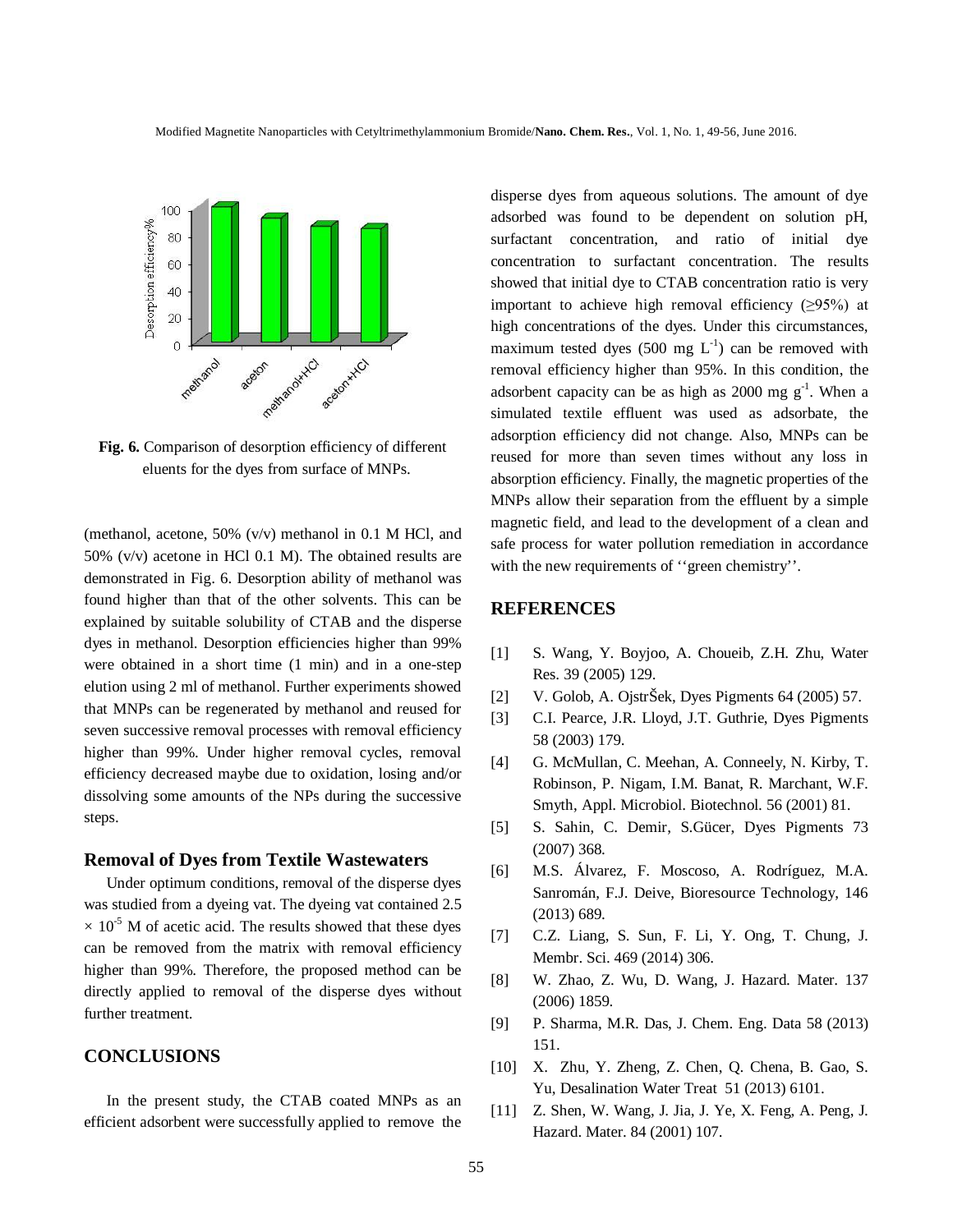**Fig. 6.** Comparison of desorption efficiency of different eluents for the dyes from surface of MNPs.

(methanol, acetone, 50% (v/v) methanol in 0.1 M HCl, and 50% (v/v) acetone in HCl 0.1 M). The obtained results are demonstrated in Fig. 6. Desorption ability of methanol was found higher than that of the other solvents. This can be explained by suitable solubility of CTAB and the disperse dyes in methanol. Desorption efficiencies higher than 99% were obtained in a short time (1 min) and in a one-step elution using 2 ml of methanol. Further experiments showed that MNPs can be regenerated by methanol and reused for seven successive removal processes with removal efficiency higher than 99%. Under higher removal cycles, removal efficiency decreased maybe due to oxidation, losing and/or dissolving some amounts of the NPs during the successive steps.

### Removal of Dyes from Textile Wastewaters

Under optimum conditions, removal of the disperse dyes was studied from a dyeing vat. The dyeing vat contained 2.5 $\times 10^{-5}$ M of acetic acid. The results showed that these dyes can be removed from the matrix with removal efficiency higher than 99%. Therefore, the proposed method can be directly applied to removal of the disperse dyes without further treatment.

## CONCLUSIONS

In the present study, the CTAB coated MNPs as an efficient adsorbent were successfully applied to remove the disperse dyes from aqueous solutions. The amount of dye adsorbed was found to be dependent on solution pH, surfactant concentration, and ratio of initial dye concentration to surfactant concentration. The results showed that initial dye to CTAB concentration ratio is very important to achieve high removal efficiency ($\geq$95%) at high concentrations of the dyes. Under this circumstances, maximum tested dyes (500 mg $L^{-1}$) can be removed with removal efficiency higher than 95%. In this condition, the adsorbent capacity can be as high as 2000 mg $g^{-1}$. When a simulated textile effluent was used as adsorbate, the adsorption efficiency did not change. Also, MNPs can be reused for more than seven times without any loss in absorption efficiency. Finally, the magnetic properties of the MNPs allow their separation from the effluent by a simple magnetic field, and lead to the development of a clean and safe process for water pollution remediation in accordance with the new requirements of ''green chemistry''.

## REFERENCES

[1] S. Wang, Y. Boyjoo, A. Choueib, Z.H. Zhu, Water Res. 39 (2005) 129.

[2] V. Golob, A. OjstrŠek, Dyes Pigments 64 (2005) 57.

[3] C.I. Pearce, J.R. Lloyd, J.T. Guthrie, Dyes Pigments 58 (2003) 179.

[4] G. McMullan, C. Meehan, A. Conneely, N. Kirby, T. Robinson, P. Nigam, I.M. Banat, R. Marchant, W.F. Smyth, Appl. Microbiol. Biotechnol. 56 (2001) 81.

[5] S. Sahin, C. Demir, S.Gücer, Dyes Pigments 73 (2007) 368.

[6] M.S. Álvarez, F. Moscoso, A. Rodríguez, M.A. Sanromán, F.J. Deive, Bioresource Technology, 146 (2013) 689.

[7] C.Z. Liang, S. Sun, F. Li, Y. Ong, T. Chung, J. Membr. Sci. 469 (2014) 306.

[8] W. Zhao, Z. Wu, D. Wang, J. Hazard. Mater. 137 (2006) 1859.

[9] P. Sharma, M.R. Das, J. Chem. Eng. Data 58 (2013) 151.

[10] X. Zhu, Y. Zheng, Z. Chen, Q. Chena, B. Gao, S. Yu, Desalination Water Treat 51 (2013) 6101.

[11] Z. Shen, W. Wang, J. Jia, J. Ye, X. Feng, A. Peng, J. Hazard. Mater. 84 (2001) 107.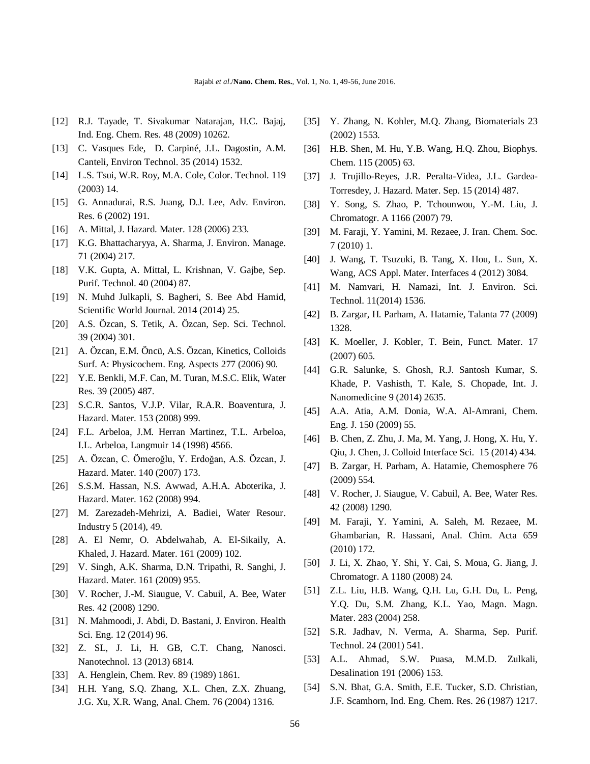[12] R.J. Tayade, T. Sivakumar Natarajan, H.C. Bajaj, Ind. Eng. Chem. Res. 48 (2009) 10262.

[13] C. Vasques Ede, D. Carpiné, J.L. Dagostin, A.M. Canteli, Environ Technol. 35 (2014) 1532.

[14] L.S. Tsui, W.R. Roy, M.A. Cole, Color. Technol. 119 (2003) 14.

[15] G. Annadurai, R.S. Juang, D.J. Lee, Adv. Environ. Res. 6 (2002) 191.

[16] A. Mittal, J. Hazard. Mater. 128 (2006) 233.

[17] K.G. Bhattacharyya, A. Sharma, J. Environ. Manage. 71 (2004) 217.

[18] V.K. Gupta, A. Mittal, L. Krishnan, V. Gajbe, Sep. Purif. Technol. 40 (2004) 87.

[19] N. Muhd Julkapli, S. Bagheri, S. Bee Abd Hamid, Scientific World Journal. 2014 (2014) 25.

[20] A.S. Özcan, S. Tetik, A. Özcan, Sep. Sci. Technol. 39 (2004) 301.

[21] A. Özcan, E.M. Öncü, A.S. Özcan, Kinetics, Colloids Surf. A: Physicochem. Eng. Aspects 277 (2006) 90.

[22] Y.E. Benkli, M.F. Can, M. Turan, M.S.C. Elik, Water Res. 39 (2005) 487.

[23] S.C.R. Santos, V.J.P. Vilar, R.A.R. Boaventura, J. Hazard. Mater. 153 (2008) 999.

[24] F.L. Arbeloa, J.M. Herran Martinez, T.L. Arbeloa, I.L. Arbeloa, Langmuir 14 (1998) 4566.

[25] A. Özcan, C. Ömeroğlu, Y. Erdoğan, A.S. Özcan, J. Hazard. Mater. 140 (2007) 173.

[26] S.S.M. Hassan, N.S. Awwad, A.H.A. Aboterika, J. Hazard. Mater. 162 (2008) 994.

[27] M. Zarezadeh-Mehrizi, A. Badiei, Water Resour. Industry 5 (2014), 49.

[28] A. El Nemr, O. Abdelwahab, A. El-Sikaily, A. Khaled, J. Hazard. Mater. 161 (2009) 102.

[29] V. Singh, A.K. Sharma, D.N. Tripathi, R. Sanghi, J. Hazard. Mater. 161 (2009) 955.

[30] V. Rocher, J.-M. Siaugue, V. Cabuil, A. Bee, Water Res. 42 (2008) 1290.

[31] N. Mahmoodi, J. Abdi, D. Bastani, J. Environ. Health Sci. Eng. 12 (2014) 96.

[32] Z. SL, J. Li, H. GB, C.T. Chang, Nanosci. Nanotechnol. 13 (2013) 6814.

[33] A. Henglein, Chem. Rev. 89 (1989) 1861.

[34] H.H. Yang, S.Q. Zhang, X.L. Chen, Z.X. Zhuang, J.G. Xu, X.R. Wang, Anal. Chem. 76 (2004) 1316.

[35] Y. Zhang, N. Kohler, M.Q. Zhang, Biomaterials 23 (2002) 1553.

[36] H.B. Shen, M. Hu, Y.B. Wang, H.Q. Zhou, Biophys. Chem. 115 (2005) 63.

[37] J. Trujillo-Reyes, J.R. Peralta-Videa, J.L. Gardea-Torresdey, J. Hazard. Mater. Sep. 15 (2014) 487.

[38] Y. Song, S. Zhao, P. Tchounwou, Y.-M. Liu, J. Chromatogr. A 1166 (2007) 79.

[39] M. Faraji, Y. Yamini, M. Rezaee, J. Iran. Chem. Soc. 7 (2010) 1.

[40] J. Wang, T. Tsuzuki, B. Tang, X. Hou, L. Sun, X. Wang, ACS Appl. Mater. Interfaces 4 (2012) 3084.

[41] M. Namvari, H. Namazi, Int. J. Environ. Sci. Technol. 11(2014) 1536.

[42] B. Zargar, H. Parham, A. Hatamie, Talanta 77 (2009) 1328.

[43] K. Moeller, J. Kobler, T. Bein, Funct. Mater. 17 (2007) 605.

[44] G.R. Salunke, S. Ghosh, R.J. Santosh Kumar, S. Khade, P. Vashisth, T. Kale, S. Chopade, Int. J. Nanomedicine 9 (2014) 2635.

[45] A.A. Atia, A.M. Donia, W.A. Al-Amrani, Chem. Eng. J. 150 (2009) 55.

[46] B. Chen, Z. Zhu, J. Ma, M. Yang, J. Hong, X. Hu, Y. Qiu, J. Chen, J. Colloid Interface Sci. 15 (2014) 434.

[47] B. Zargar, H. Parham, A. Hatamie, Chemosphere 76 (2009) 554.

[48] V. Rocher, J. Siaugue, V. Cabuil, A. Bee, Water Res. 42 (2008) 1290.

[49] M. Faraji, Y. Yamini, A. Saleh, M. Rezaee, M. Ghambarian, R. Hassani, Anal. Chim. Acta 659 (2010) 172.

[50] J. Li, X. Zhao, Y. Shi, Y. Cai, S. Moua, G. Jiang, J. Chromatogr. A 1180 (2008) 24.

[51] Z.L. Liu, H.B. Wang, Q.H. Lu, G.H. Du, L. Peng, Y.Q. Du, S.M. Zhang, K.L. Yao, Magn. Magn. Mater. 283 (2004) 258.

[52] S.R. Jadhav, N. Verma, A. Sharma, Sep. Purif. Technol. 24 (2001) 541.

[53] A.L. Ahmad, S.W. Puasa, M.M.D. Zulkali, Desalination 191 (2006) 153.

[54] S.N. Bhat, G.A. Smith, E.E. Tucker, S.D. Christian, J.F. Scamhorn, Ind. Eng. Chem. Res. 26 (1987) 1217.